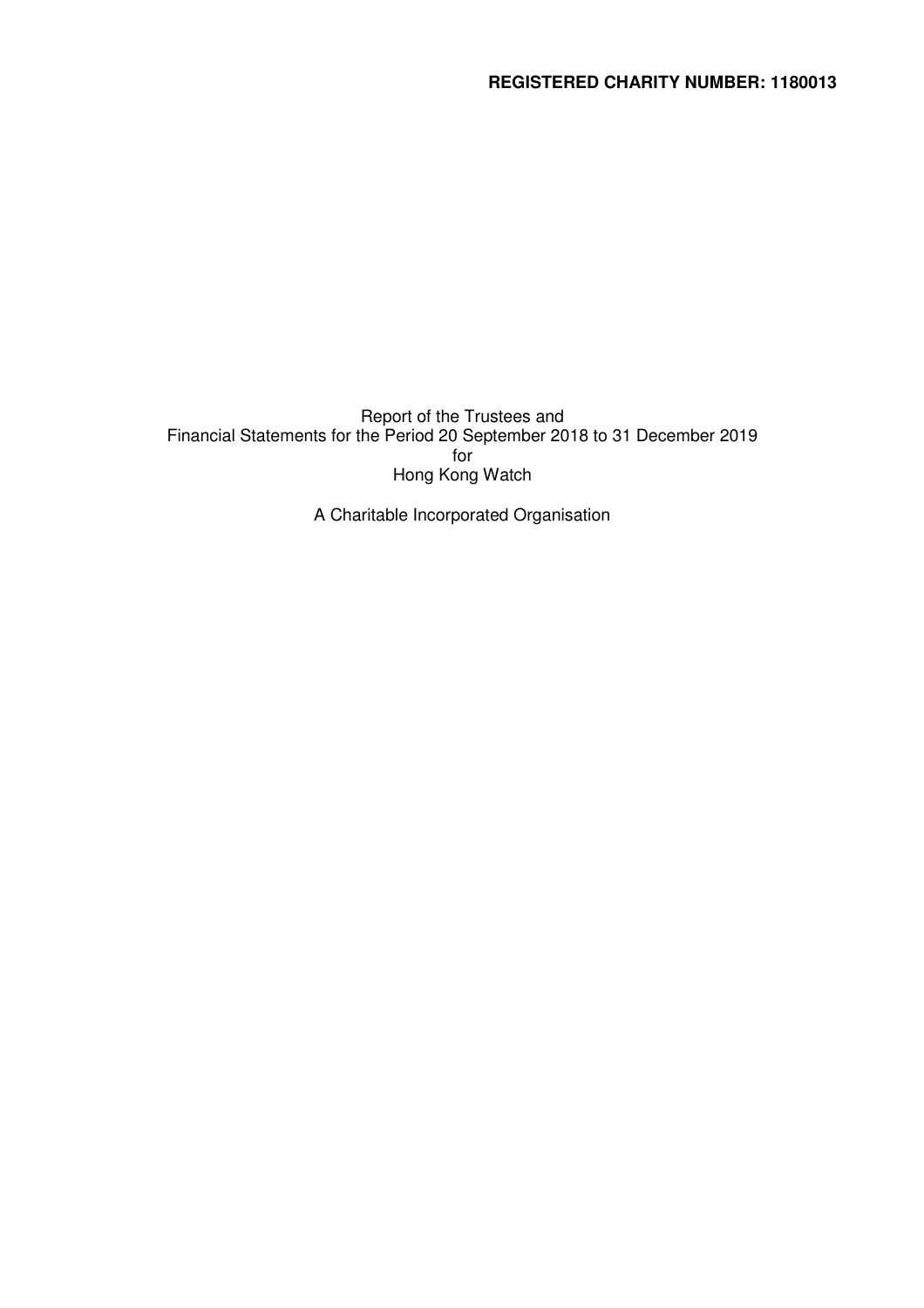**REGISTERED CHARITY NUMBER: 1180013**

Report of the Trustees and
Financial Statements for the Period 20 September 2018 to 31 December 2019
for
Hong Kong Watch

A Charitable Incorporated Organisation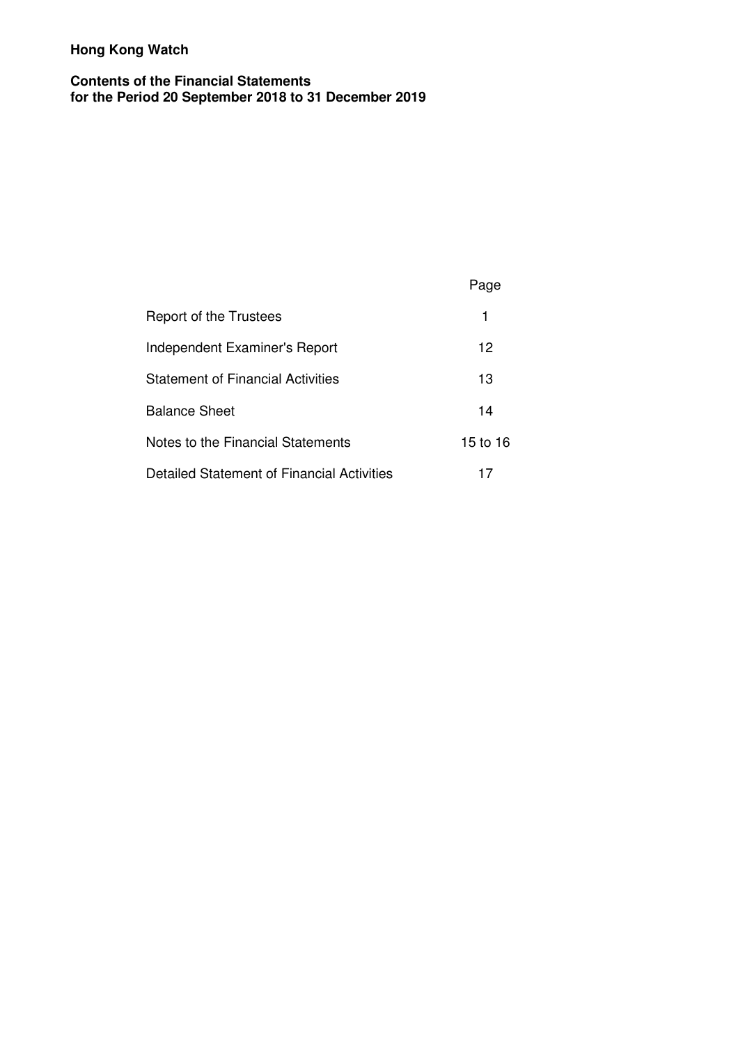**Hong Kong Watch**

**Contents of the Financial Statements**
**for the Period 20 September 2018 to 31 December 2019**

| | Page |
|---|---|
| Report of the Trustees | 1 |
| Independent Examiner's Report | 12 |
| Statement of Financial Activities | 13 |
| Balance Sheet | 14 |
| Notes to the Financial Statements | 15 to 16 |
| Detailed Statement of Financial Activities | 17 |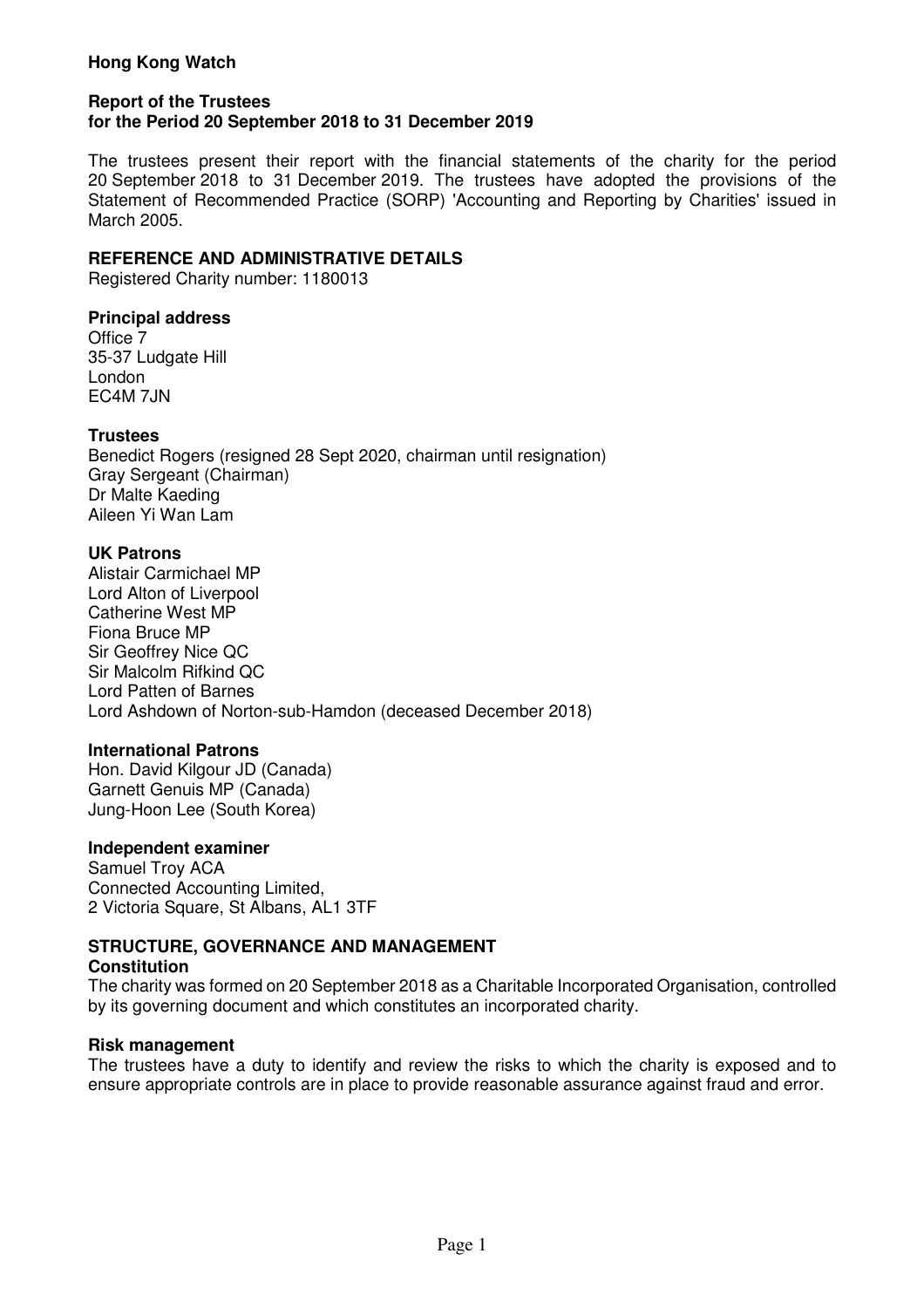**Hong Kong Watch**

**Report of the Trustees**
**for the Period 20 September 2018 to 31 December 2019**

The trustees present their report with the financial statements of the charity for the period 20 September 2018 to 31 December 2019. The trustees have adopted the provisions of the Statement of Recommended Practice (SORP) 'Accounting and Reporting by Charities' issued in March 2005.

## REFERENCE AND ADMINISTRATIVE DETAILS

Registered Charity number: 1180013

### Principal address

Office 7
35-37 Ludgate Hill
London
EC4M 7JN

### Trustees

Benedict Rogers (resigned 28 Sept 2020, chairman until resignation)
Gray Sergeant (Chairman)
Dr Malte Kaeding
Aileen Yi Wan Lam

### UK Patrons

Alistair Carmichael MP
Lord Alton of Liverpool
Catherine West MP
Fiona Bruce MP
Sir Geoffrey Nice QC
Sir Malcolm Rifkind QC
Lord Patten of Barnes
Lord Ashdown of Norton-sub-Hamdon (deceased December 2018)

### International Patrons

Hon. David Kilgour JD (Canada)
Garnett Genuis MP (Canada)
Jung-Hoon Lee (South Korea)

### Independent examiner

Samuel Troy ACA
Connected Accounting Limited,
2 Victoria Square, St Albans, AL1 3TF

## STRUCTURE, GOVERNANCE AND MANAGEMENT

### Constitution

The charity was formed on 20 September 2018 as a Charitable Incorporated Organisation, controlled by its governing document and which constitutes an incorporated charity.

### Risk management

The trustees have a duty to identify and review the risks to which the charity is exposed and to ensure appropriate controls are in place to provide reasonable assurance against fraud and error.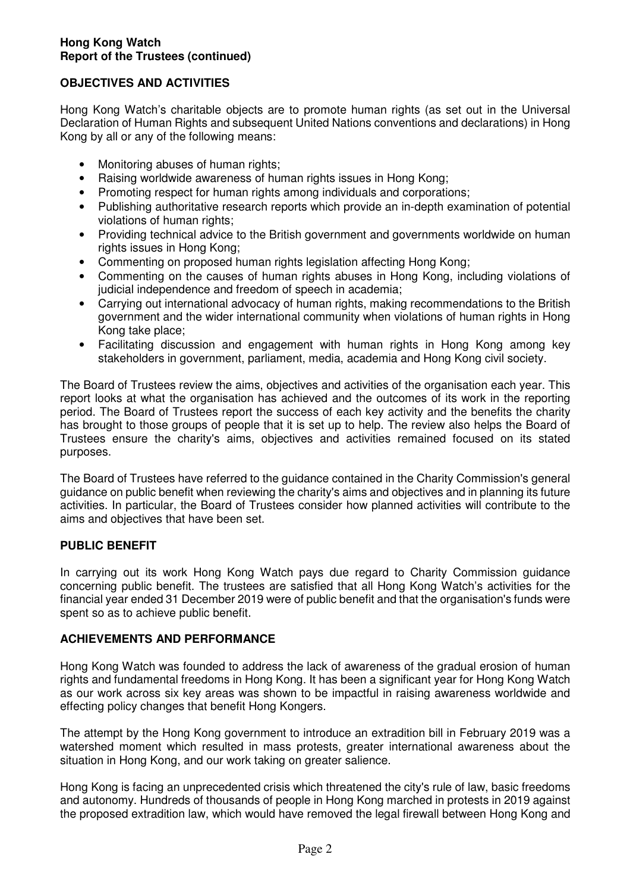## OBJECTIVES AND ACTIVITIES

Hong Kong Watch's charitable objects are to promote human rights (as set out in the Universal Declaration of Human Rights and subsequent United Nations conventions and declarations) in Hong Kong by all or any of the following means:

- Monitoring abuses of human rights;
- Raising worldwide awareness of human rights issues in Hong Kong;
- Promoting respect for human rights among individuals and corporations;
- Publishing authoritative research reports which provide an in-depth examination of potential violations of human rights;
- Providing technical advice to the British government and governments worldwide on human rights issues in Hong Kong;
- Commenting on proposed human rights legislation affecting Hong Kong;
- Commenting on the causes of human rights abuses in Hong Kong, including violations of judicial independence and freedom of speech in academia;
- Carrying out international advocacy of human rights, making recommendations to the British government and the wider international community when violations of human rights in Hong Kong take place;
- Facilitating discussion and engagement with human rights in Hong Kong among key stakeholders in government, parliament, media, academia and Hong Kong civil society.

The Board of Trustees review the aims, objectives and activities of the organisation each year. This report looks at what the organisation has achieved and the outcomes of its work in the reporting period. The Board of Trustees report the success of each key activity and the benefits the charity has brought to those groups of people that it is set up to help. The review also helps the Board of Trustees ensure the charity's aims, objectives and activities remained focused on its stated purposes.

The Board of Trustees have referred to the guidance contained in the Charity Commission's general guidance on public benefit when reviewing the charity's aims and objectives and in planning its future activities. In particular, the Board of Trustees consider how planned activities will contribute to the aims and objectives that have been set.

## PUBLIC BENEFIT

In carrying out its work Hong Kong Watch pays due regard to Charity Commission guidance concerning public benefit. The trustees are satisfied that all Hong Kong Watch's activities for the financial year ended 31 December 2019 were of public benefit and that the organisation's funds were spent so as to achieve public benefit.

## ACHIEVEMENTS AND PERFORMANCE

Hong Kong Watch was founded to address the lack of awareness of the gradual erosion of human rights and fundamental freedoms in Hong Kong. It has been a significant year for Hong Kong Watch as our work across six key areas was shown to be impactful in raising awareness worldwide and effecting policy changes that benefit Hong Kongers.

The attempt by the Hong Kong government to introduce an extradition bill in February 2019 was a watershed moment which resulted in mass protests, greater international awareness about the situation in Hong Kong, and our work taking on greater salience.

Hong Kong is facing an unprecedented crisis which threatened the city's rule of law, basic freedoms and autonomy. Hundreds of thousands of people in Hong Kong marched in protests in 2019 against the proposed extradition law, which would have removed the legal firewall between Hong Kong and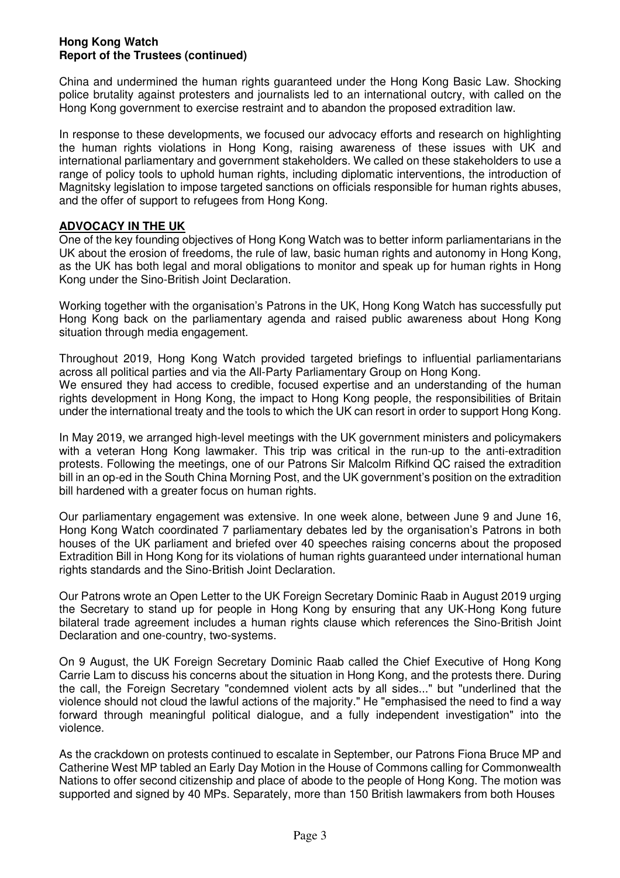China and undermined the human rights guaranteed under the Hong Kong Basic Law. Shocking police brutality against protesters and journalists led to an international outcry, with called on the Hong Kong government to exercise restraint and to abandon the proposed extradition law.

In response to these developments, we focused our advocacy efforts and research on highlighting the human rights violations in Hong Kong, raising awareness of these issues with UK and international parliamentary and government stakeholders. We called on these stakeholders to use a range of policy tools to uphold human rights, including diplomatic interventions, the introduction of Magnitsky legislation to impose targeted sanctions on officials responsible for human rights abuses, and the offer of support to refugees from Hong Kong.

## ADVOCACY IN THE UK

One of the key founding objectives of Hong Kong Watch was to better inform parliamentarians in the UK about the erosion of freedoms, the rule of law, basic human rights and autonomy in Hong Kong, as the UK has both legal and moral obligations to monitor and speak up for human rights in Hong Kong under the Sino-British Joint Declaration.

Working together with the organisation's Patrons in the UK, Hong Kong Watch has successfully put Hong Kong back on the parliamentary agenda and raised public awareness about Hong Kong situation through media engagement.

Throughout 2019, Hong Kong Watch provided targeted briefings to influential parliamentarians across all political parties and via the All-Party Parliamentary Group on Hong Kong.
We ensured they had access to credible, focused expertise and an understanding of the human rights development in Hong Kong, the impact to Hong Kong people, the responsibilities of Britain under the international treaty and the tools to which the UK can resort in order to support Hong Kong.

In May 2019, we arranged high-level meetings with the UK government ministers and policymakers with a veteran Hong Kong lawmaker. This trip was critical in the run-up to the anti-extradition protests. Following the meetings, one of our Patrons Sir Malcolm Rifkind QC raised the extradition bill in an op-ed in the South China Morning Post, and the UK government's position on the extradition bill hardened with a greater focus on human rights.

Our parliamentary engagement was extensive. In one week alone, between June 9 and June 16, Hong Kong Watch coordinated 7 parliamentary debates led by the organisation's Patrons in both houses of the UK parliament and briefed over 40 speeches raising concerns about the proposed Extradition Bill in Hong Kong for its violations of human rights guaranteed under international human rights standards and the Sino-British Joint Declaration.

Our Patrons wrote an Open Letter to the UK Foreign Secretary Dominic Raab in August 2019 urging the Secretary to stand up for people in Hong Kong by ensuring that any UK-Hong Kong future bilateral trade agreement includes a human rights clause which references the Sino-British Joint Declaration and one-country, two-systems.

On 9 August, the UK Foreign Secretary Dominic Raab called the Chief Executive of Hong Kong Carrie Lam to discuss his concerns about the situation in Hong Kong, and the protests there. During the call, the Foreign Secretary "condemned violent acts by all sides..." but "underlined that the violence should not cloud the lawful actions of the majority." He "emphasised the need to find a way forward through meaningful political dialogue, and a fully independent investigation" into the violence.

As the crackdown on protests continued to escalate in September, our Patrons Fiona Bruce MP and Catherine West MP tabled an Early Day Motion in the House of Commons calling for Commonwealth Nations to offer second citizenship and place of abode to the people of Hong Kong. The motion was supported and signed by 40 MPs. Separately, more than 150 British lawmakers from both Houses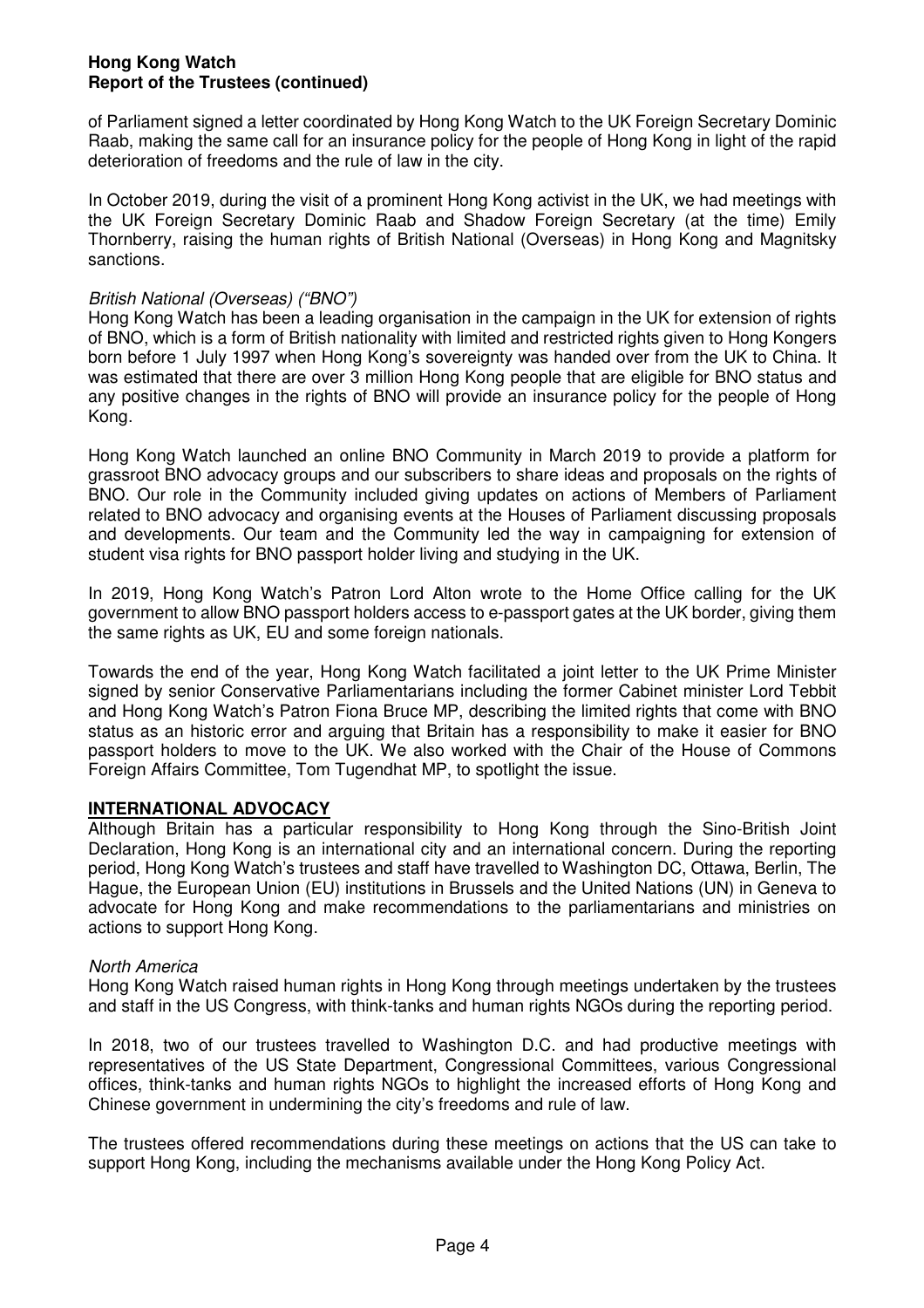of Parliament signed a letter coordinated by Hong Kong Watch to the UK Foreign Secretary Dominic Raab, making the same call for an insurance policy for the people of Hong Kong in light of the rapid deterioration of freedoms and the rule of law in the city.

In October 2019, during the visit of a prominent Hong Kong activist in the UK, we had meetings with the UK Foreign Secretary Dominic Raab and Shadow Foreign Secretary (at the time) Emily Thornberry, raising the human rights of British National (Overseas) in Hong Kong and Magnitsky sanctions.

*British National (Overseas) ("BNO")*

Hong Kong Watch has been a leading organisation in the campaign in the UK for extension of rights of BNO, which is a form of British nationality with limited and restricted rights given to Hong Kongers born before 1 July 1997 when Hong Kong's sovereignty was handed over from the UK to China. It was estimated that there are over 3 million Hong Kong people that are eligible for BNO status and any positive changes in the rights of BNO will provide an insurance policy for the people of Hong Kong.

Hong Kong Watch launched an online BNO Community in March 2019 to provide a platform for grassroot BNO advocacy groups and our subscribers to share ideas and proposals on the rights of BNO. Our role in the Community included giving updates on actions of Members of Parliament related to BNO advocacy and organising events at the Houses of Parliament discussing proposals and developments. Our team and the Community led the way in campaigning for extension of student visa rights for BNO passport holder living and studying in the UK.

In 2019, Hong Kong Watch's Patron Lord Alton wrote to the Home Office calling for the UK government to allow BNO passport holders access to e-passport gates at the UK border, giving them the same rights as UK, EU and some foreign nationals.

Towards the end of the year, Hong Kong Watch facilitated a joint letter to the UK Prime Minister signed by senior Conservative Parliamentarians including the former Cabinet minister Lord Tebbit and Hong Kong Watch's Patron Fiona Bruce MP, describing the limited rights that come with BNO status as an historic error and arguing that Britain has a responsibility to make it easier for BNO passport holders to move to the UK. We also worked with the Chair of the House of Commons Foreign Affairs Committee, Tom Tugendhat MP, to spotlight the issue.

## INTERNATIONAL ADVOCACY

Although Britain has a particular responsibility to Hong Kong through the Sino-British Joint Declaration, Hong Kong is an international city and an international concern. During the reporting period, Hong Kong Watch's trustees and staff have travelled to Washington DC, Ottawa, Berlin, The Hague, the European Union (EU) institutions in Brussels and the United Nations (UN) in Geneva to advocate for Hong Kong and make recommendations to the parliamentarians and ministries on actions to support Hong Kong.

*North America*

Hong Kong Watch raised human rights in Hong Kong through meetings undertaken by the trustees and staff in the US Congress, with think-tanks and human rights NGOs during the reporting period.

In 2018, two of our trustees travelled to Washington D.C. and had productive meetings with representatives of the US State Department, Congressional Committees, various Congressional offices, think-tanks and human rights NGOs to highlight the increased efforts of Hong Kong and Chinese government in undermining the city's freedoms and rule of law.

The trustees offered recommendations during these meetings on actions that the US can take to support Hong Kong, including the mechanisms available under the Hong Kong Policy Act.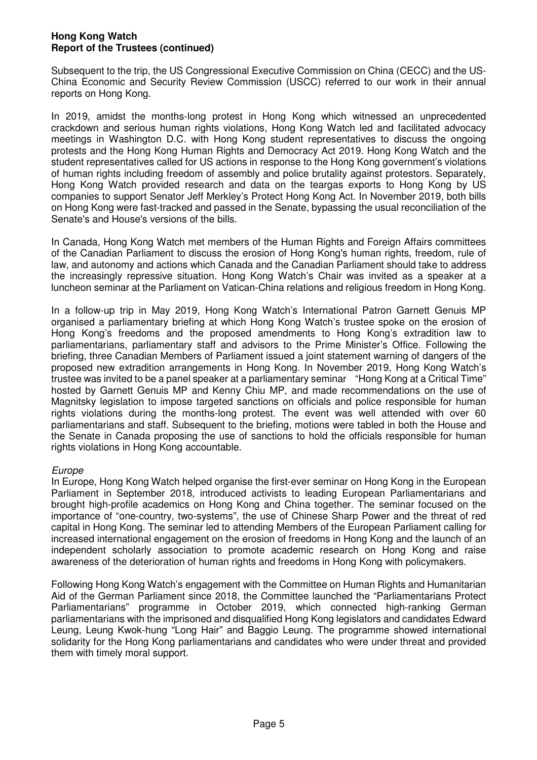Subsequent to the trip, the US Congressional Executive Commission on China (CECC) and the US-China Economic and Security Review Commission (USCC) referred to our work in their annual reports on Hong Kong.

In 2019, amidst the months-long protest in Hong Kong which witnessed an unprecedented crackdown and serious human rights violations, Hong Kong Watch led and facilitated advocacy meetings in Washington D.C. with Hong Kong student representatives to discuss the ongoing protests and the Hong Kong Human Rights and Democracy Act 2019. Hong Kong Watch and the student representatives called for US actions in response to the Hong Kong government's violations of human rights including freedom of assembly and police brutality against protestors. Separately, Hong Kong Watch provided research and data on the teargas exports to Hong Kong by US companies to support Senator Jeff Merkley's Protect Hong Kong Act. In November 2019, both bills on Hong Kong were fast-tracked and passed in the Senate, bypassing the usual reconciliation of the Senate's and House's versions of the bills.

In Canada, Hong Kong Watch met members of the Human Rights and Foreign Affairs committees of the Canadian Parliament to discuss the erosion of Hong Kong's human rights, freedom, rule of law, and autonomy and actions which Canada and the Canadian Parliament should take to address the increasingly repressive situation. Hong Kong Watch's Chair was invited as a speaker at a luncheon seminar at the Parliament on Vatican-China relations and religious freedom in Hong Kong.

In a follow-up trip in May 2019, Hong Kong Watch's International Patron Garnett Genuis MP organised a parliamentary briefing at which Hong Kong Watch's trustee spoke on the erosion of Hong Kong's freedoms and the proposed amendments to Hong Kong's extradition law to parliamentarians, parliamentary staff and advisors to the Prime Minister's Office. Following the briefing, three Canadian Members of Parliament issued a joint statement warning of dangers of the proposed new extradition arrangements in Hong Kong. In November 2019, Hong Kong Watch's trustee was invited to be a panel speaker at a parliamentary seminar "Hong Kong at a Critical Time" hosted by Garnett Genuis MP and Kenny Chiu MP, and made recommendations on the use of Magnitsky legislation to impose targeted sanctions on officials and police responsible for human rights violations during the months-long protest. The event was well attended with over 60 parliamentarians and staff. Subsequent to the briefing, motions were tabled in both the House and the Senate in Canada proposing the use of sanctions to hold the officials responsible for human rights violations in Hong Kong accountable.

*Europe*

In Europe, Hong Kong Watch helped organise the first-ever seminar on Hong Kong in the European Parliament in September 2018, introduced activists to leading European Parliamentarians and brought high-profile academics on Hong Kong and China together. The seminar focused on the importance of "one-country, two-systems", the use of Chinese Sharp Power and the threat of red capital in Hong Kong. The seminar led to attending Members of the European Parliament calling for increased international engagement on the erosion of freedoms in Hong Kong and the launch of an independent scholarly association to promote academic research on Hong Kong and raise awareness of the deterioration of human rights and freedoms in Hong Kong with policymakers.

Following Hong Kong Watch's engagement with the Committee on Human Rights and Humanitarian Aid of the German Parliament since 2018, the Committee launched the "Parliamentarians Protect Parliamentarians" programme in October 2019, which connected high-ranking German parliamentarians with the imprisoned and disqualified Hong Kong legislators and candidates Edward Leung, Leung Kwok-hung "Long Hair" and Baggio Leung. The programme showed international solidarity for the Hong Kong parliamentarians and candidates who were under threat and provided them with timely moral support.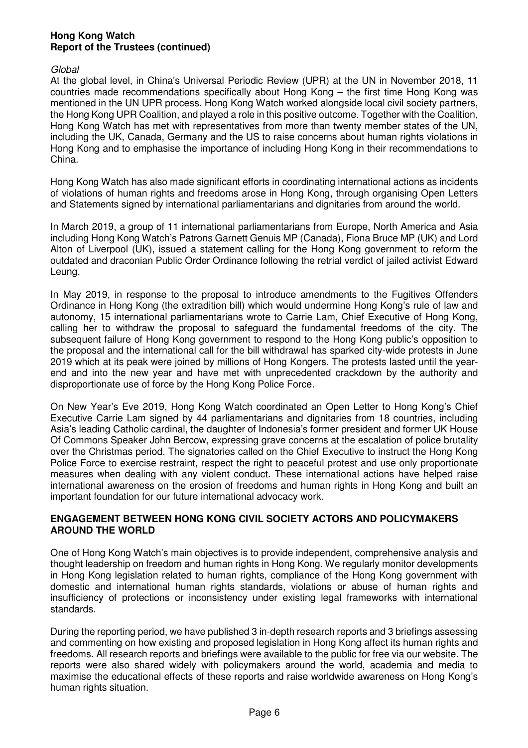*Global*

At the global level, in China's Universal Periodic Review (UPR) at the UN in November 2018, 11 countries made recommendations specifically about Hong Kong – the first time Hong Kong was mentioned in the UN UPR process. Hong Kong Watch worked alongside local civil society partners, the Hong Kong UPR Coalition, and played a role in this positive outcome. Together with the Coalition, Hong Kong Watch has met with representatives from more than twenty member states of the UN, including the UK, Canada, Germany and the US to raise concerns about human rights violations in Hong Kong and to emphasise the importance of including Hong Kong in their recommendations to China.

Hong Kong Watch has also made significant efforts in coordinating international actions as incidents of violations of human rights and freedoms arose in Hong Kong, through organising Open Letters and Statements signed by international parliamentarians and dignitaries from around the world.

In March 2019, a group of 11 international parliamentarians from Europe, North America and Asia including Hong Kong Watch's Patrons Garnett Genuis MP (Canada), Fiona Bruce MP (UK) and Lord Alton of Liverpool (UK), issued a statement calling for the Hong Kong government to reform the outdated and draconian Public Order Ordinance following the retrial verdict of jailed activist Edward Leung.

In May 2019, in response to the proposal to introduce amendments to the Fugitives Offenders Ordinance in Hong Kong (the extradition bill) which would undermine Hong Kong's rule of law and autonomy, 15 international parliamentarians wrote to Carrie Lam, Chief Executive of Hong Kong, calling her to withdraw the proposal to safeguard the fundamental freedoms of the city. The subsequent failure of Hong Kong government to respond to the Hong Kong public's opposition to the proposal and the international call for the bill withdrawal has sparked city-wide protests in June 2019 which at its peak were joined by millions of Hong Kongers. The protests lasted until the year-end and into the new year and have met with unprecedented crackdown by the authority and disproportionate use of force by the Hong Kong Police Force.

On New Year's Eve 2019, Hong Kong Watch coordinated an Open Letter to Hong Kong's Chief Executive Carrie Lam signed by 44 parliamentarians and dignitaries from 18 countries, including Asia's leading Catholic cardinal, the daughter of Indonesia's former president and former UK House Of Commons Speaker John Bercow, expressing grave concerns at the escalation of police brutality over the Christmas period. The signatories called on the Chief Executive to instruct the Hong Kong Police Force to exercise restraint, respect the right to peaceful protest and use only proportionate measures when dealing with any violent conduct. These international actions have helped raise international awareness on the erosion of freedoms and human rights in Hong Kong and built an important foundation for our future international advocacy work.

## ENGAGEMENT BETWEEN HONG KONG CIVIL SOCIETY ACTORS AND POLICYMAKERS AROUND THE WORLD

One of Hong Kong Watch's main objectives is to provide independent, comprehensive analysis and thought leadership on freedom and human rights in Hong Kong. We regularly monitor developments in Hong Kong legislation related to human rights, compliance of the Hong Kong government with domestic and international human rights standards, violations or abuse of human rights and insufficiency of protections or inconsistency under existing legal frameworks with international standards.

During the reporting period, we have published 3 in-depth research reports and 3 briefings assessing and commenting on how existing and proposed legislation in Hong Kong affect its human rights and freedoms. All research reports and briefings were available to the public for free via our website. The reports were also shared widely with policymakers around the world, academia and media to maximise the educational effects of these reports and raise worldwide awareness on Hong Kong's human rights situation.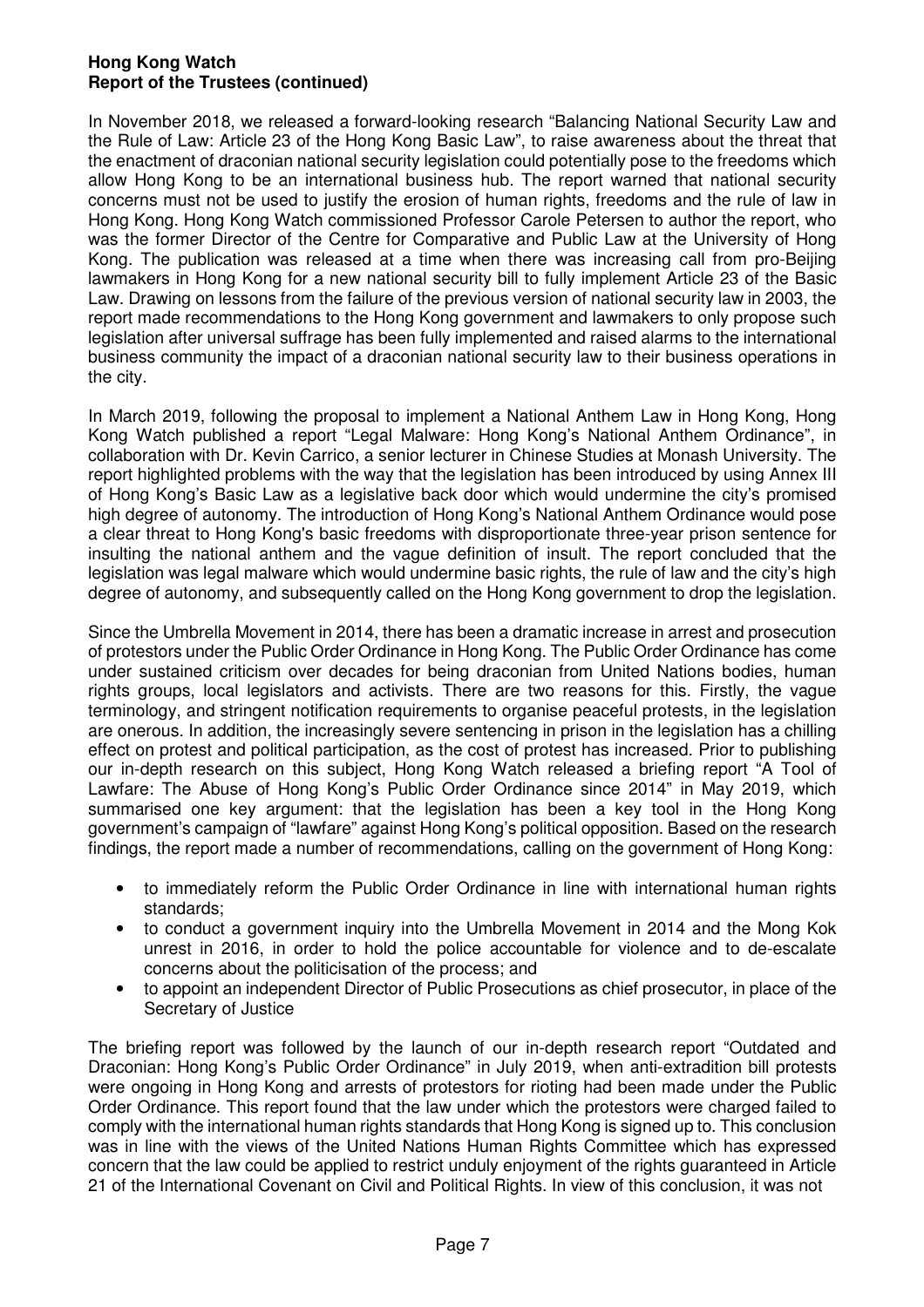In November 2018, we released a forward-looking research "Balancing National Security Law and the Rule of Law: Article 23 of the Hong Kong Basic Law", to raise awareness about the threat that the enactment of draconian national security legislation could potentially pose to the freedoms which allow Hong Kong to be an international business hub. The report warned that national security concerns must not be used to justify the erosion of human rights, freedoms and the rule of law in Hong Kong. Hong Kong Watch commissioned Professor Carole Petersen to author the report, who was the former Director of the Centre for Comparative and Public Law at the University of Hong Kong. The publication was released at a time when there was increasing call from pro-Beijing lawmakers in Hong Kong for a new national security bill to fully implement Article 23 of the Basic Law. Drawing on lessons from the failure of the previous version of national security law in 2003, the report made recommendations to the Hong Kong government and lawmakers to only propose such legislation after universal suffrage has been fully implemented and raised alarms to the international business community the impact of a draconian national security law to their business operations in the city.

In March 2019, following the proposal to implement a National Anthem Law in Hong Kong, Hong Kong Watch published a report "Legal Malware: Hong Kong's National Anthem Ordinance", in collaboration with Dr. Kevin Carrico, a senior lecturer in Chinese Studies at Monash University. The report highlighted problems with the way that the legislation has been introduced by using Annex III of Hong Kong's Basic Law as a legislative back door which would undermine the city's promised high degree of autonomy. The introduction of Hong Kong's National Anthem Ordinance would pose a clear threat to Hong Kong's basic freedoms with disproportionate three-year prison sentence for insulting the national anthem and the vague definition of insult. The report concluded that the legislation was legal malware which would undermine basic rights, the rule of law and the city's high degree of autonomy, and subsequently called on the Hong Kong government to drop the legislation.

Since the Umbrella Movement in 2014, there has been a dramatic increase in arrest and prosecution of protestors under the Public Order Ordinance in Hong Kong. The Public Order Ordinance has come under sustained criticism over decades for being draconian from United Nations bodies, human rights groups, local legislators and activists. There are two reasons for this. Firstly, the vague terminology, and stringent notification requirements to organise peaceful protests, in the legislation are onerous. In addition, the increasingly severe sentencing in prison in the legislation has a chilling effect on protest and political participation, as the cost of protest has increased. Prior to publishing our in-depth research on this subject, Hong Kong Watch released a briefing report "A Tool of Lawfare: The Abuse of Hong Kong's Public Order Ordinance since 2014" in May 2019, which summarised one key argument: that the legislation has been a key tool in the Hong Kong government's campaign of "lawfare" against Hong Kong's political opposition. Based on the research findings, the report made a number of recommendations, calling on the government of Hong Kong:

- to immediately reform the Public Order Ordinance in line with international human rights standards;
- to conduct a government inquiry into the Umbrella Movement in 2014 and the Mong Kok unrest in 2016, in order to hold the police accountable for violence and to de-escalate concerns about the politicisation of the process; and
- to appoint an independent Director of Public Prosecutions as chief prosecutor, in place of the Secretary of Justice

The briefing report was followed by the launch of our in-depth research report "Outdated and Draconian: Hong Kong's Public Order Ordinance" in July 2019, when anti-extradition bill protests were ongoing in Hong Kong and arrests of protestors for rioting had been made under the Public Order Ordinance. This report found that the law under which the protestors were charged failed to comply with the international human rights standards that Hong Kong is signed up to. This conclusion was in line with the views of the United Nations Human Rights Committee which has expressed concern that the law could be applied to restrict unduly enjoyment of the rights guaranteed in Article 21 of the International Covenant on Civil and Political Rights. In view of this conclusion, it was not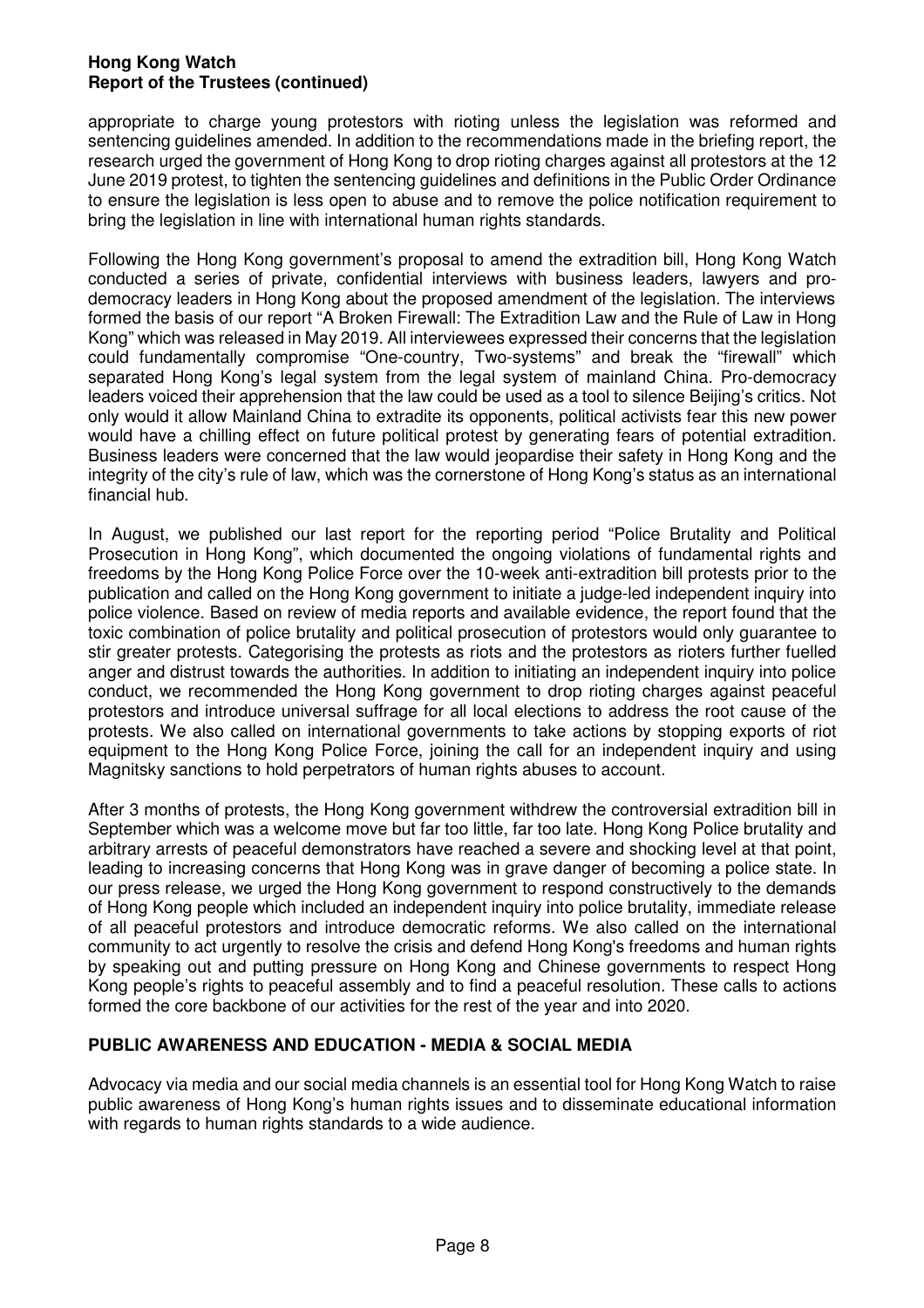appropriate to charge young protestors with rioting unless the legislation was reformed and sentencing guidelines amended. In addition to the recommendations made in the briefing report, the research urged the government of Hong Kong to drop rioting charges against all protestors at the 12 June 2019 protest, to tighten the sentencing guidelines and definitions in the Public Order Ordinance to ensure the legislation is less open to abuse and to remove the police notification requirement to bring the legislation in line with international human rights standards.

Following the Hong Kong government's proposal to amend the extradition bill, Hong Kong Watch conducted a series of private, confidential interviews with business leaders, lawyers and pro-democracy leaders in Hong Kong about the proposed amendment of the legislation. The interviews formed the basis of our report "A Broken Firewall: The Extradition Law and the Rule of Law in Hong Kong" which was released in May 2019. All interviewees expressed their concerns that the legislation could fundamentally compromise "One-country, Two-systems" and break the "firewall" which separated Hong Kong's legal system from the legal system of mainland China. Pro-democracy leaders voiced their apprehension that the law could be used as a tool to silence Beijing's critics. Not only would it allow Mainland China to extradite its opponents, political activists fear this new power would have a chilling effect on future political protest by generating fears of potential extradition. Business leaders were concerned that the law would jeopardise their safety in Hong Kong and the integrity of the city's rule of law, which was the cornerstone of Hong Kong's status as an international financial hub.

In August, we published our last report for the reporting period "Police Brutality and Political Prosecution in Hong Kong", which documented the ongoing violations of fundamental rights and freedoms by the Hong Kong Police Force over the 10-week anti-extradition bill protests prior to the publication and called on the Hong Kong government to initiate a judge-led independent inquiry into police violence. Based on review of media reports and available evidence, the report found that the toxic combination of police brutality and political prosecution of protestors would only guarantee to stir greater protests. Categorising the protests as riots and the protestors as rioters further fuelled anger and distrust towards the authorities. In addition to initiating an independent inquiry into police conduct, we recommended the Hong Kong government to drop rioting charges against peaceful protestors and introduce universal suffrage for all local elections to address the root cause of the protests. We also called on international governments to take actions by stopping exports of riot equipment to the Hong Kong Police Force, joining the call for an independent inquiry and using Magnitsky sanctions to hold perpetrators of human rights abuses to account.

After 3 months of protests, the Hong Kong government withdrew the controversial extradition bill in September which was a welcome move but far too little, far too late. Hong Kong Police brutality and arbitrary arrests of peaceful demonstrators have reached a severe and shocking level at that point, leading to increasing concerns that Hong Kong was in grave danger of becoming a police state. In our press release, we urged the Hong Kong government to respond constructively to the demands of Hong Kong people which included an independent inquiry into police brutality, immediate release of all peaceful protestors and introduce democratic reforms. We also called on the international community to act urgently to resolve the crisis and defend Hong Kong's freedoms and human rights by speaking out and putting pressure on Hong Kong and Chinese governments to respect Hong Kong people's rights to peaceful assembly and to find a peaceful resolution. These calls to actions formed the core backbone of our activities for the rest of the year and into 2020.

## PUBLIC AWARENESS AND EDUCATION - MEDIA & SOCIAL MEDIA

Advocacy via media and our social media channels is an essential tool for Hong Kong Watch to raise public awareness of Hong Kong's human rights issues and to disseminate educational information with regards to human rights standards to a wide audience.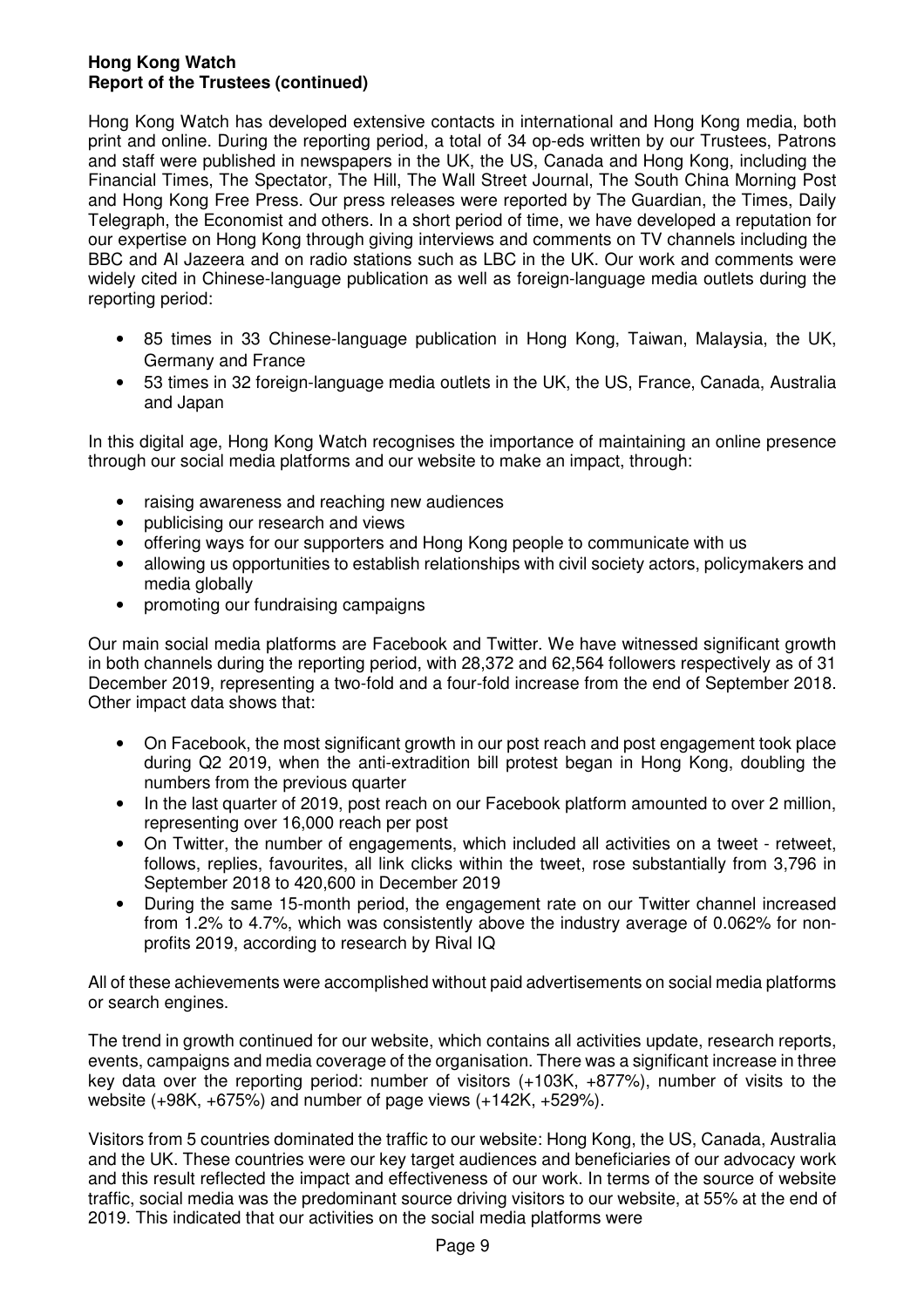**Hong Kong Watch**
**Report of the Trustees (continued)**

Hong Kong Watch has developed extensive contacts in international and Hong Kong media, both print and online. During the reporting period, a total of 34 op-eds written by our Trustees, Patrons and staff were published in newspapers in the UK, the US, Canada and Hong Kong, including the Financial Times, The Spectator, The Hill, The Wall Street Journal, The South China Morning Post and Hong Kong Free Press. Our press releases were reported by The Guardian, the Times, Daily Telegraph, the Economist and others. In a short period of time, we have developed a reputation for our expertise on Hong Kong through giving interviews and comments on TV channels including the BBC and Al Jazeera and on radio stations such as LBC in the UK. Our work and comments were widely cited in Chinese-language publication as well as foreign-language media outlets during the reporting period:

- 85 times in 33 Chinese-language publication in Hong Kong, Taiwan, Malaysia, the UK, Germany and France
- 53 times in 32 foreign-language media outlets in the UK, the US, France, Canada, Australia and Japan

In this digital age, Hong Kong Watch recognises the importance of maintaining an online presence through our social media platforms and our website to make an impact, through:

- raising awareness and reaching new audiences
- publicising our research and views
- offering ways for our supporters and Hong Kong people to communicate with us
- allowing us opportunities to establish relationships with civil society actors, policymakers and media globally
- promoting our fundraising campaigns

Our main social media platforms are Facebook and Twitter. We have witnessed significant growth in both channels during the reporting period, with 28,372 and 62,564 followers respectively as of 31 December 2019, representing a two-fold and a four-fold increase from the end of September 2018. Other impact data shows that:

- On Facebook, the most significant growth in our post reach and post engagement took place during Q2 2019, when the anti-extradition bill protest began in Hong Kong, doubling the numbers from the previous quarter
- In the last quarter of 2019, post reach on our Facebook platform amounted to over 2 million, representing over 16,000 reach per post
- On Twitter, the number of engagements, which included all activities on a tweet - retweet, follows, replies, favourites, all link clicks within the tweet, rose substantially from 3,796 in September 2018 to 420,600 in December 2019
- During the same 15-month period, the engagement rate on our Twitter channel increased from 1.2% to 4.7%, which was consistently above the industry average of 0.062% for non-profits 2019, according to research by Rival IQ

All of these achievements were accomplished without paid advertisements on social media platforms or search engines.

The trend in growth continued for our website, which contains all activities update, research reports, events, campaigns and media coverage of the organisation. There was a significant increase in three key data over the reporting period: number of visitors (+103K, +877%), number of visits to the website (+98K, +675%) and number of page views (+142K, +529%).

Visitors from 5 countries dominated the traffic to our website: Hong Kong, the US, Canada, Australia and the UK. These countries were our key target audiences and beneficiaries of our advocacy work and this result reflected the impact and effectiveness of our work. In terms of the source of website traffic, social media was the predominant source driving visitors to our website, at 55% at the end of 2019. This indicated that our activities on the social media platforms were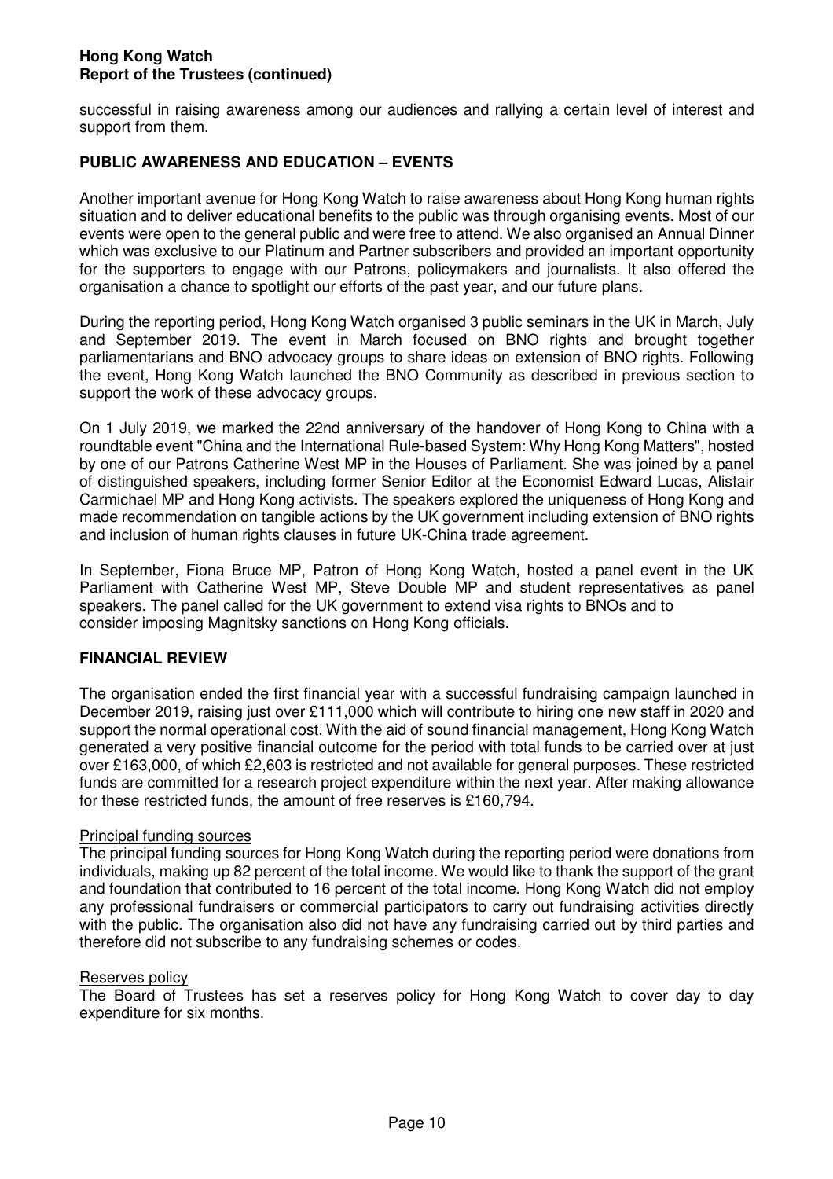successful in raising awareness among our audiences and rallying a certain level of interest and support from them.

## PUBLIC AWARENESS AND EDUCATION – EVENTS

Another important avenue for Hong Kong Watch to raise awareness about Hong Kong human rights situation and to deliver educational benefits to the public was through organising events. Most of our events were open to the general public and were free to attend. We also organised an Annual Dinner which was exclusive to our Platinum and Partner subscribers and provided an important opportunity for the supporters to engage with our Patrons, policymakers and journalists. It also offered the organisation a chance to spotlight our efforts of the past year, and our future plans.

During the reporting period, Hong Kong Watch organised 3 public seminars in the UK in March, July and September 2019. The event in March focused on BNO rights and brought together parliamentarians and BNO advocacy groups to share ideas on extension of BNO rights. Following the event, Hong Kong Watch launched the BNO Community as described in previous section to support the work of these advocacy groups.

On 1 July 2019, we marked the 22nd anniversary of the handover of Hong Kong to China with a roundtable event "China and the International Rule-based System: Why Hong Kong Matters", hosted by one of our Patrons Catherine West MP in the Houses of Parliament. She was joined by a panel of distinguished speakers, including former Senior Editor at the Economist Edward Lucas, Alistair Carmichael MP and Hong Kong activists. The speakers explored the uniqueness of Hong Kong and made recommendation on tangible actions by the UK government including extension of BNO rights and inclusion of human rights clauses in future UK-China trade agreement.

In September, Fiona Bruce MP, Patron of Hong Kong Watch, hosted a panel event in the UK Parliament with Catherine West MP, Steve Double MP and student representatives as panel speakers. The panel called for the UK government to extend visa rights to BNOs and to consider imposing Magnitsky sanctions on Hong Kong officials.

## FINANCIAL REVIEW

The organisation ended the first financial year with a successful fundraising campaign launched in December 2019, raising just over £111,000 which will contribute to hiring one new staff in 2020 and support the normal operational cost. With the aid of sound financial management, Hong Kong Watch generated a very positive financial outcome for the period with total funds to be carried over at just over £163,000, of which £2,603 is restricted and not available for general purposes. These restricted funds are committed for a research project expenditure within the next year. After making allowance for these restricted funds, the amount of free reserves is £160,794.

### Principal funding sources

The principal funding sources for Hong Kong Watch during the reporting period were donations from individuals, making up 82 percent of the total income. We would like to thank the support of the grant and foundation that contributed to 16 percent of the total income. Hong Kong Watch did not employ any professional fundraisers or commercial participators to carry out fundraising activities directly with the public. The organisation also did not have any fundraising carried out by third parties and therefore did not subscribe to any fundraising schemes or codes.

### Reserves policy

The Board of Trustees has set a reserves policy for Hong Kong Watch to cover day to day expenditure for six months.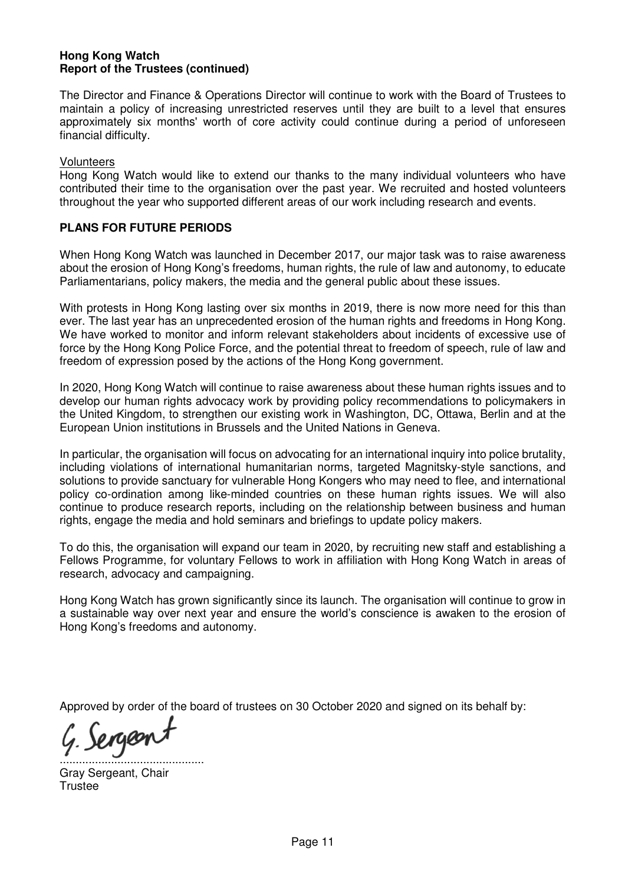**Hong Kong Watch**
**Report of the Trustees (continued)**

The Director and Finance & Operations Director will continue to work with the Board of Trustees to maintain a policy of increasing unrestricted reserves until they are built to a level that ensures approximately six months' worth of core activity could continue during a period of unforeseen financial difficulty.

Volunteers

Hong Kong Watch would like to extend our thanks to the many individual volunteers who have contributed their time to the organisation over the past year. We recruited and hosted volunteers throughout the year who supported different areas of our work including research and events.

**PLANS FOR FUTURE PERIODS**

When Hong Kong Watch was launched in December 2017, our major task was to raise awareness about the erosion of Hong Kong's freedoms, human rights, the rule of law and autonomy, to educate Parliamentarians, policy makers, the media and the general public about these issues.

With protests in Hong Kong lasting over six months in 2019, there is now more need for this than ever. The last year has an unprecedented erosion of the human rights and freedoms in Hong Kong. We have worked to monitor and inform relevant stakeholders about incidents of excessive use of force by the Hong Kong Police Force, and the potential threat to freedom of speech, rule of law and freedom of expression posed by the actions of the Hong Kong government.

In 2020, Hong Kong Watch will continue to raise awareness about these human rights issues and to develop our human rights advocacy work by providing policy recommendations to policymakers in the United Kingdom, to strengthen our existing work in Washington, DC, Ottawa, Berlin and at the European Union institutions in Brussels and the United Nations in Geneva.

In particular, the organisation will focus on advocating for an international inquiry into police brutality, including violations of international humanitarian norms, targeted Magnitsky-style sanctions, and solutions to provide sanctuary for vulnerable Hong Kongers who may need to flee, and international policy co-ordination among like-minded countries on these human rights issues. We will also continue to produce research reports, including on the relationship between business and human rights, engage the media and hold seminars and briefings to update policy makers.

To do this, the organisation will expand our team in 2020, by recruiting new staff and establishing a Fellows Programme, for voluntary Fellows to work in affiliation with Hong Kong Watch in areas of research, advocacy and campaigning.

Hong Kong Watch has grown significantly since its launch. The organisation will continue to grow in a sustainable way over next year and ensure the world's conscience is awaken to the erosion of Hong Kong's freedoms and autonomy.

Approved by order of the board of trustees on 30 October 2020 and signed on its behalf by:

G. Sergeant
.............................................
Gray Sergeant, Chair
Trustee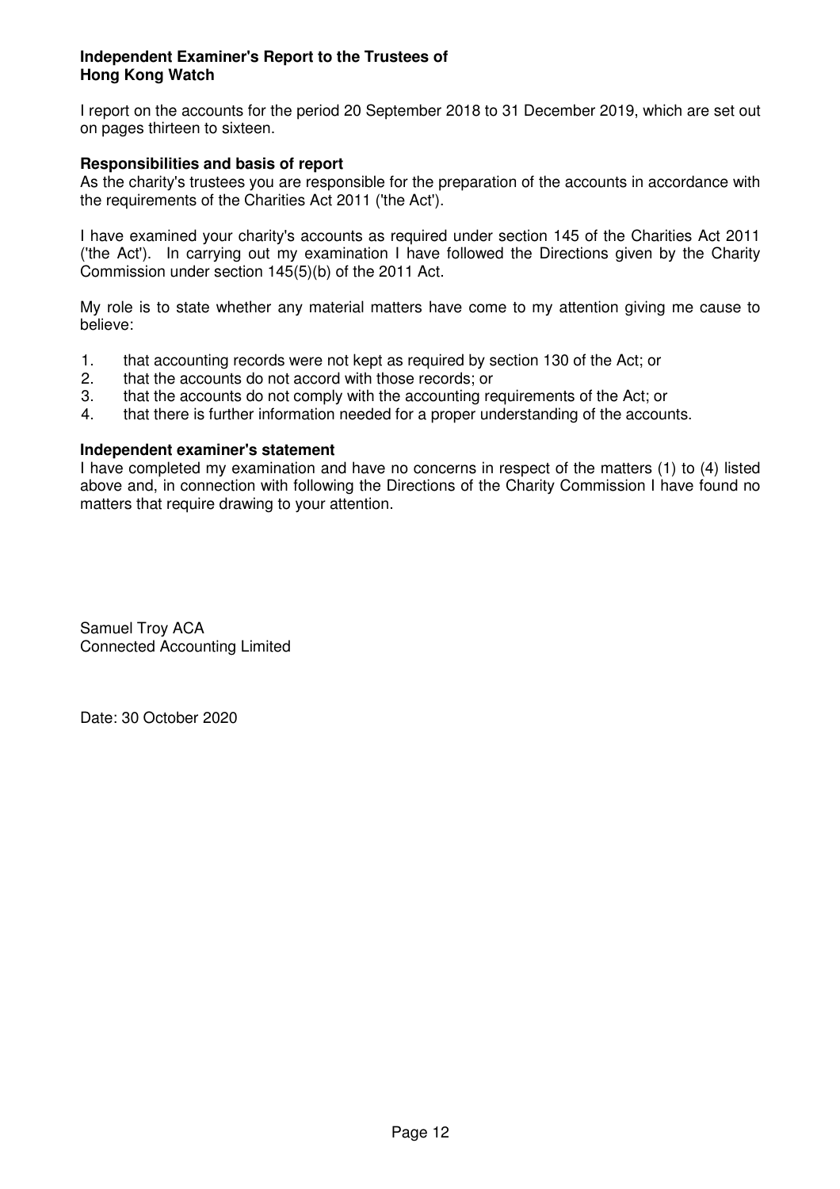**Independent Examiner's Report to the Trustees of Hong Kong Watch**

I report on the accounts for the period 20 September 2018 to 31 December 2019, which are set out on pages thirteen to sixteen.

**Responsibilities and basis of report**

As the charity's trustees you are responsible for the preparation of the accounts in accordance with the requirements of the Charities Act 2011 ('the Act').

I have examined your charity's accounts as required under section 145 of the Charities Act 2011 ('the Act'). In carrying out my examination I have followed the Directions given by the Charity Commission under section 145(5)(b) of the 2011 Act.

My role is to state whether any material matters have come to my attention giving me cause to believe:

1. that accounting records were not kept as required by section 130 of the Act; or
2. that the accounts do not accord with those records; or
3. that the accounts do not comply with the accounting requirements of the Act; or
4. that there is further information needed for a proper understanding of the accounts.

**Independent examiner's statement**

I have completed my examination and have no concerns in respect of the matters (1) to (4) listed above and, in connection with following the Directions of the Charity Commission I have found no matters that require drawing to your attention.

Samuel Troy ACA
Connected Accounting Limited

Date: 30 October 2020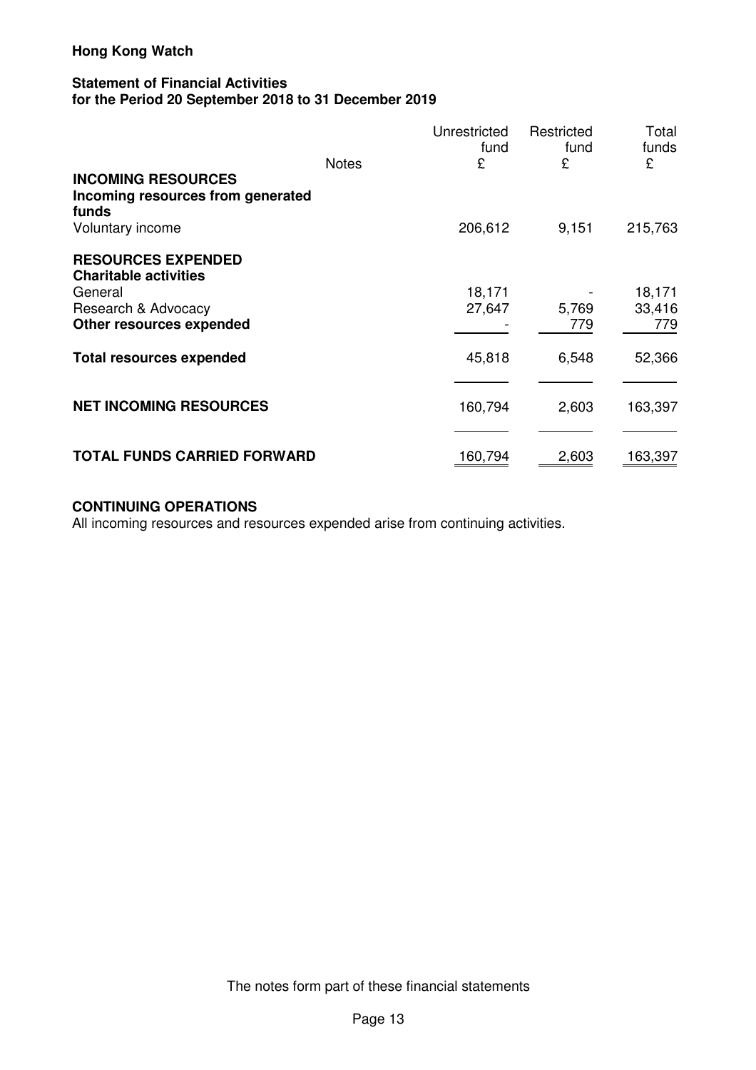**Hong Kong Watch**

**Statement of Financial Activities**
**for the Period 20 September 2018 to 31 December 2019**

| | Notes | Unrestricted fund £ | Restricted fund £ | Total funds £ |
|---|---|---|---|---|
| **INCOMING RESOURCES** | | | | |
| **Incoming resources from generated funds** | | | | |
| Voluntary income | | 206,612 | 9,151 | 215,763 |
| **RESOURCES EXPENDED** | | | | |
| **Charitable activities** | | | | |
| General | | 18,171 | - | 18,171 |
| Research & Advocacy | | 27,647 | 5,769 | 33,416 |
| **Other resources expended** | | - | 779 | 779 |
| **Total resources expended** | | 45,818 | 6,548 | 52,366 |
| **NET INCOMING RESOURCES** | | 160,794 | 2,603 | 163,397 |
| **TOTAL FUNDS CARRIED FORWARD** | | 160,794 | 2,603 | 163,397 |

**CONTINUING OPERATIONS**

All incoming resources and resources expended arise from continuing activities.

The notes form part of these financial statements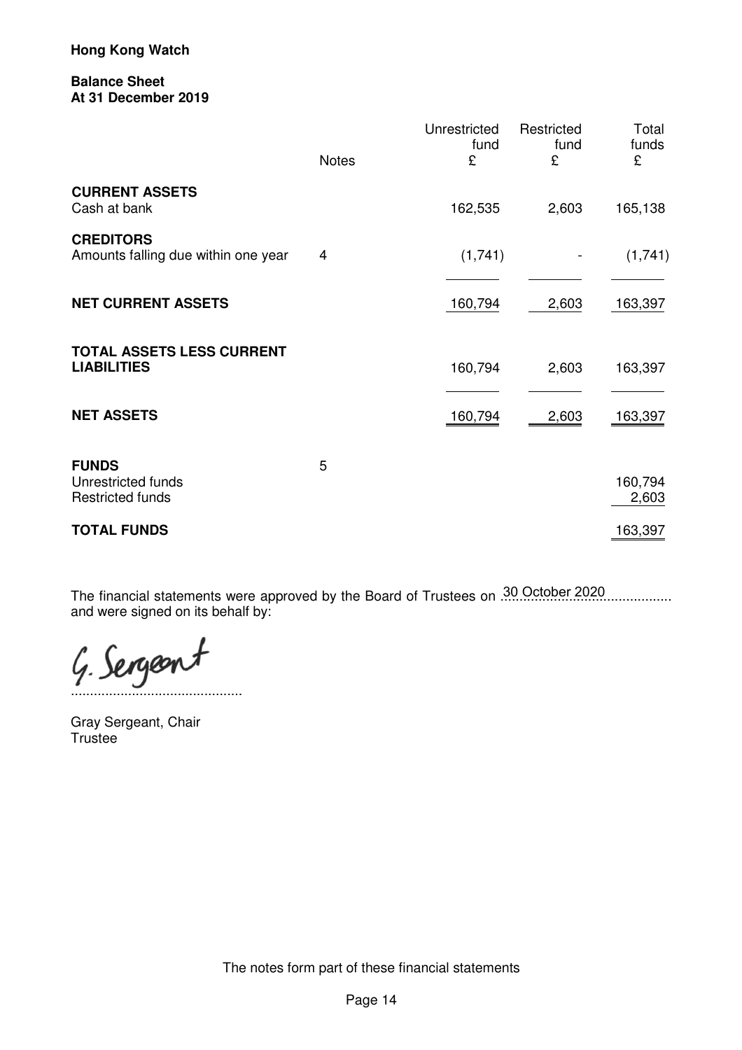**Hong Kong Watch**

**Balance Sheet**
**At 31 December 2019**

| | Notes | Unrestricted fund £ | Restricted fund £ | Total funds £ |
|---|---|---|---|---|
| **CURRENT ASSETS** | | | | |
| Cash at bank | | 162,535 | 2,603 | 165,138 |
| **CREDITORS** | | | | |
| Amounts falling due within one year | 4 | (1,741) | - | (1,741) |
| **NET CURRENT ASSETS** | | 160,794 | 2,603 | 163,397 |
| **TOTAL ASSETS LESS CURRENT LIABILITIES** | | 160,794 | 2,603 | 163,397 |
| **NET ASSETS** | | 160,794 | 2,603 | 163,397 |
| **FUNDS** | 5 | | | |
| Unrestricted funds | | | | 160,794 |
| Restricted funds | | | | 2,603 |
| **TOTAL FUNDS** | | | | 163,397 |

The financial statements were approved by the Board of Trustees on 30 October 2020 and were signed on its behalf by:

G. Sergeant

Gray Sergeant, Chair
Trustee

The notes form part of these financial statements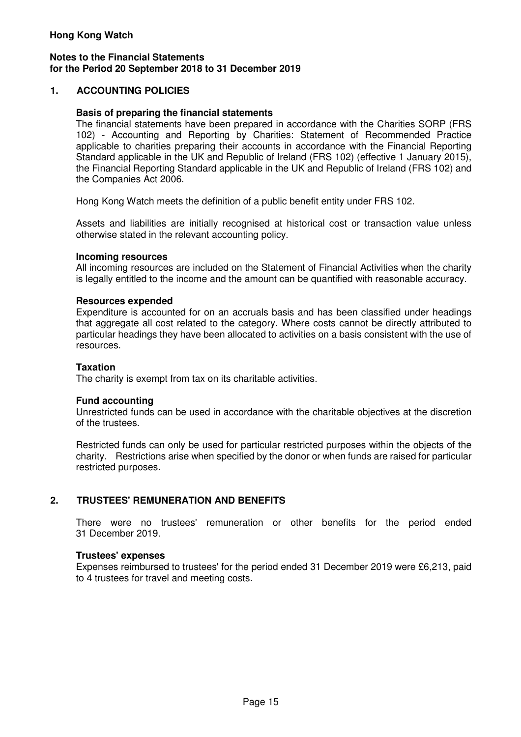**Hong Kong Watch**

**Notes to the Financial Statements**
**for the Period 20 September 2018 to 31 December 2019**

## 1. ACCOUNTING POLICIES

**Basis of preparing the financial statements**
The financial statements have been prepared in accordance with the Charities SORP (FRS 102) - Accounting and Reporting by Charities: Statement of Recommended Practice applicable to charities preparing their accounts in accordance with the Financial Reporting Standard applicable in the UK and Republic of Ireland (FRS 102) (effective 1 January 2015), the Financial Reporting Standard applicable in the UK and Republic of Ireland (FRS 102) and the Companies Act 2006.

Hong Kong Watch meets the definition of a public benefit entity under FRS 102.

Assets and liabilities are initially recognised at historical cost or transaction value unless otherwise stated in the relevant accounting policy.

**Incoming resources**
All incoming resources are included on the Statement of Financial Activities when the charity is legally entitled to the income and the amount can be quantified with reasonable accuracy.

**Resources expended**
Expenditure is accounted for on an accruals basis and has been classified under headings that aggregate all cost related to the category. Where costs cannot be directly attributed to particular headings they have been allocated to activities on a basis consistent with the use of resources.

**Taxation**
The charity is exempt from tax on its charitable activities.

**Fund accounting**
Unrestricted funds can be used in accordance with the charitable objectives at the discretion of the trustees.

Restricted funds can only be used for particular restricted purposes within the objects of the charity. Restrictions arise when specified by the donor or when funds are raised for particular restricted purposes.

## 2. TRUSTEES' REMUNERATION AND BENEFITS

There were no trustees' remuneration or other benefits for the period ended 31 December 2019.

**Trustees' expenses**
Expenses reimbursed to trustees' for the period ended 31 December 2019 were £6,213, paid to 4 trustees for travel and meeting costs.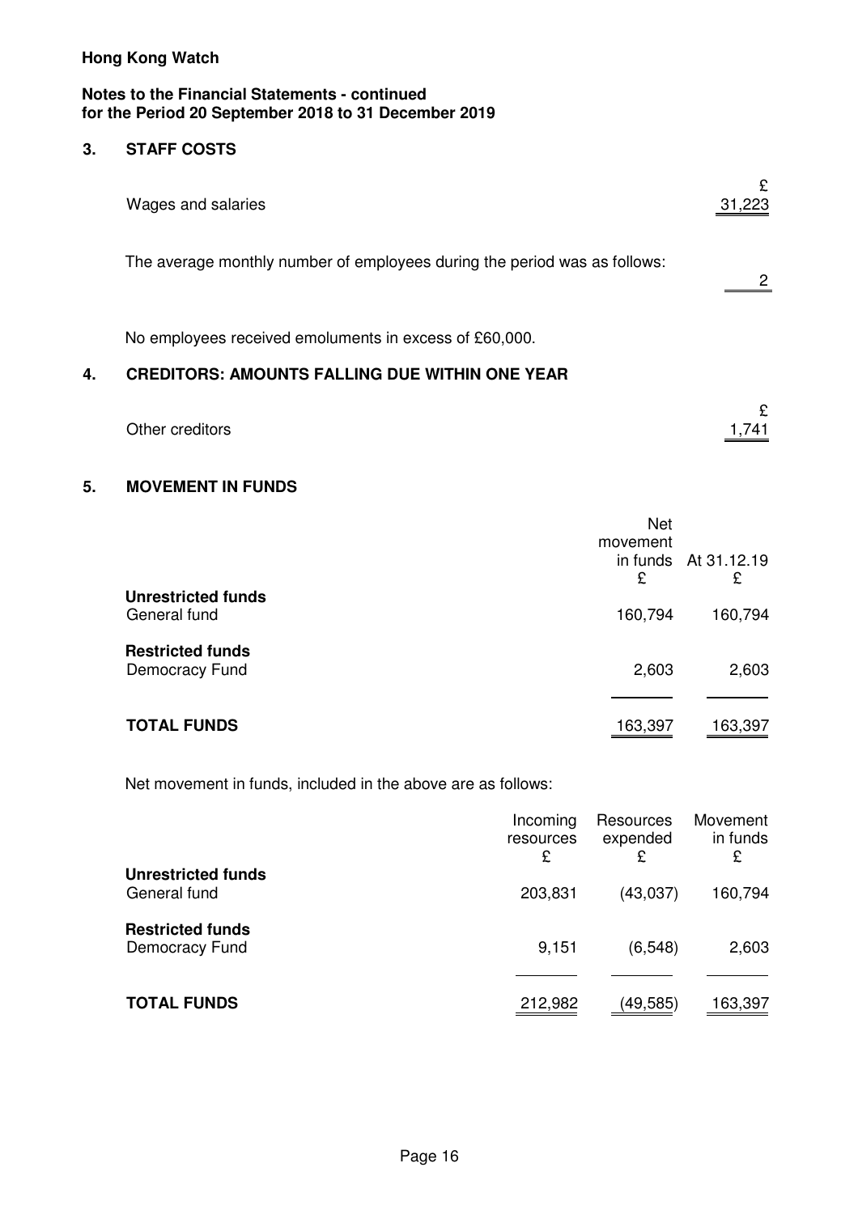**Hong Kong Watch**

**Notes to the Financial Statements - continued**
**for the Period 20 September 2018 to 31 December 2019**

## 3. STAFF COSTS

| | £ |
|---|---|
| Wages and salaries | 31,223 |

The average monthly number of employees during the period was as follows:

| | |
|---|---|
| | 2 |

No employees received emoluments in excess of £60,000.

## 4. CREDITORS: AMOUNTS FALLING DUE WITHIN ONE YEAR

| | £ |
|---|---|
| Other creditors | 1,741 |

## 5. MOVEMENT IN FUNDS

| | Net movement in funds £ | At 31.12.19 £ |
|---|---|---|
| **Unrestricted funds** | | |
| General fund | 160,794 | 160,794 |
| **Restricted funds** | | |
| Democracy Fund | 2,603 | 2,603 |
| **TOTAL FUNDS** | 163,397 | 163,397 |

Net movement in funds, included in the above are as follows:

| | Incoming resources £ | Resources expended £ | Movement in funds £ |
|---|---|---|---|
| **Unrestricted funds** | | | |
| General fund | 203,831 | (43,037) | 160,794 |
| **Restricted funds** | | | |
| Democracy Fund | 9,151 | (6,548) | 2,603 |
| **TOTAL FUNDS** | 212,982 | (49,585) | 163,397 |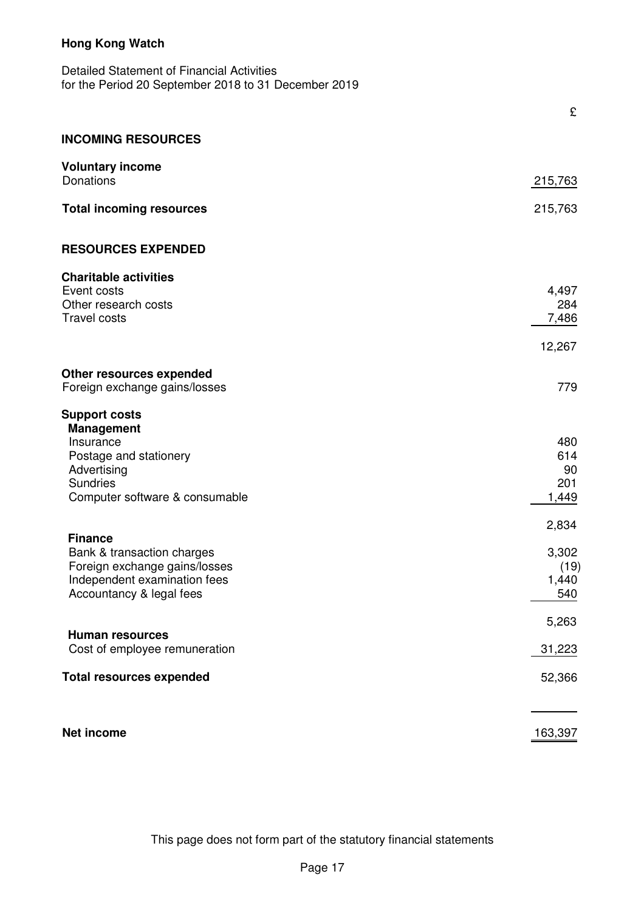**Hong Kong Watch**

Detailed Statement of Financial Activities
for the Period 20 September 2018 to 31 December 2019

| | £ | |
|---|---|---|
| **INCOMING RESOURCES** | | |
| **Voluntary income** | | |
| Donations | 215,763 | |
| **Total incoming resources** | 215,763 | |
| **RESOURCES EXPENDED** | | |
| **Charitable activities** | | |
| Event costs | 4,497 | |
| Other research costs | 284 | |
| Travel costs | 7,486 | |
| | 12,267 | |
| **Other resources expended** | | |
| Foreign exchange gains/losses | 779 | |
| **Support costs** | | |
| **Management** | | |
| Insurance | 480 | |
| Postage and stationery | 614 | |
| Advertising | 90 | |
| Sundries | 201 | |
| Computer software & consumable | 1,449 | |
| | 2,834 | |
| **Finance** | | |
| Bank & transaction charges | 3,302 | |
| Foreign exchange gains/losses | (19) | |
| Independent examination fees | 1,440 | |
| Accountancy & legal fees | 540 | |
| | 5,263 | |
| **Human resources** | | |
| Cost of employee remuneration | 31,223 | |
| **Total resources expended** | 52,366 | |
| **Net income** | 163,397 | |

This page does not form part of the statutory financial statements